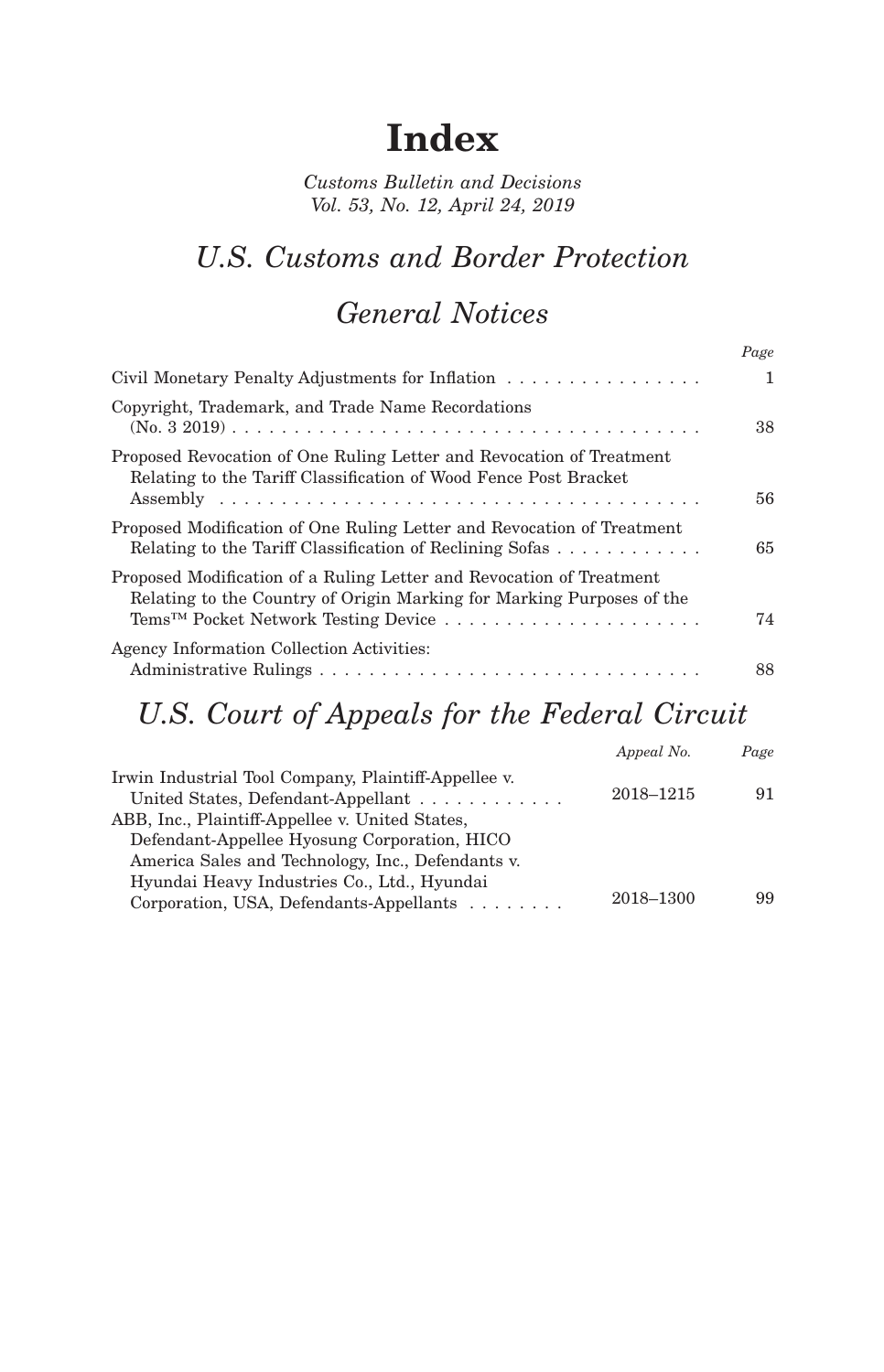# Index

*Customs Bulletin and Decisions*
*Vol. 53, No. 12, April 24, 2019*

## *U.S. Customs and Border Protection*

## *General Notices*

| | *Page* |
|---|---|
| Civil Monetary Penalty Adjustments for Inflation | 1 |
| Copyright, Trademark, and Trade Name Recordations (No. 3 2019) | 38 |
| Proposed Revocation of One Ruling Letter and Revocation of Treatment Relating to the Tariff Classification of Wood Fence Post Bracket Assembly | 56 |
| Proposed Modification of One Ruling Letter and Revocation of Treatment Relating to the Tariff Classification of Reclining Sofas | 65 |
| Proposed Modification of a Ruling Letter and Revocation of Treatment Relating to the Country of Origin Marking for Marking Purposes of the Tems™ Pocket Network Testing Device | 74 |
| Agency Information Collection Activities: Administrative Rulings | 88 |

## *U.S. Court of Appeals for the Federal Circuit*

| | *Appeal No.* | *Page* |
|---|---|---|
| Irwin Industrial Tool Company, Plaintiff-Appellee v. United States, Defendant-Appellant | 2018–1215 | 91 |
| ABB, Inc., Plaintiff-Appellee v. United States, Defendant-Appellee Hyosung Corporation, HICO America Sales and Technology, Inc., Defendants v. Hyundai Heavy Industries Co., Ltd., Hyundai Corporation, USA, Defendants-Appellants | 2018–1300 | 99 |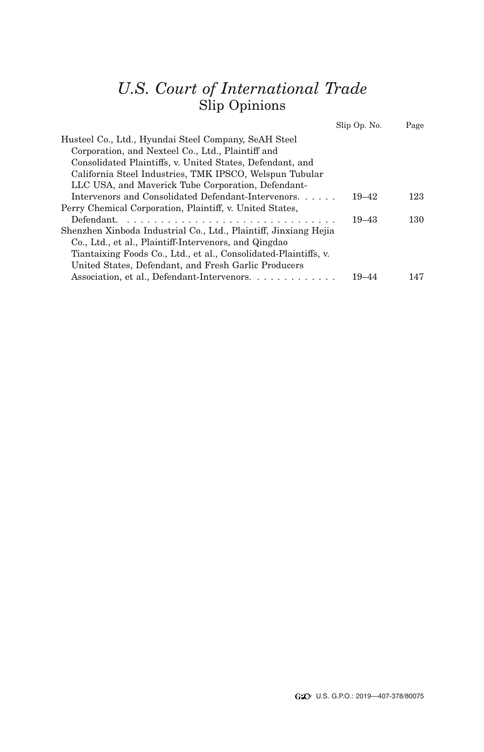# *U.S. Court of International Trade*
## Slip Opinions

| | Slip Op. No. | Page |
|---|---|---|
| Husteel Co., Ltd., Hyundai Steel Company, SeAH Steel Corporation, and Nexteel Co., Ltd., Plaintiff and Consolidated Plaintiffs, v. United States, Defendant, and California Steel Industries, TMK IPSCO, Welspun Tubular LLC USA, and Maverick Tube Corporation, Defendant-Intervenors and Consolidated Defendant-Intervenors. | 19–42 | 123 |
| Perry Chemical Corporation, Plaintiff, v. United States, Defendant. | 19–43 | 130 |
| Shenzhen Xinboda Industrial Co., Ltd., Plaintiff, Jinxiang Hejia Co., Ltd., et al., Plaintiff-Intervenors, and Qingdao Tiantaixing Foods Co., Ltd., et al., Consolidated-Plaintiffs, v. United States, Defendant, and Fresh Garlic Producers Association, et al., Defendant-Intervenors. | 19–44 | 147 |

U.S. G.P.O.: 2019—407-378/80075